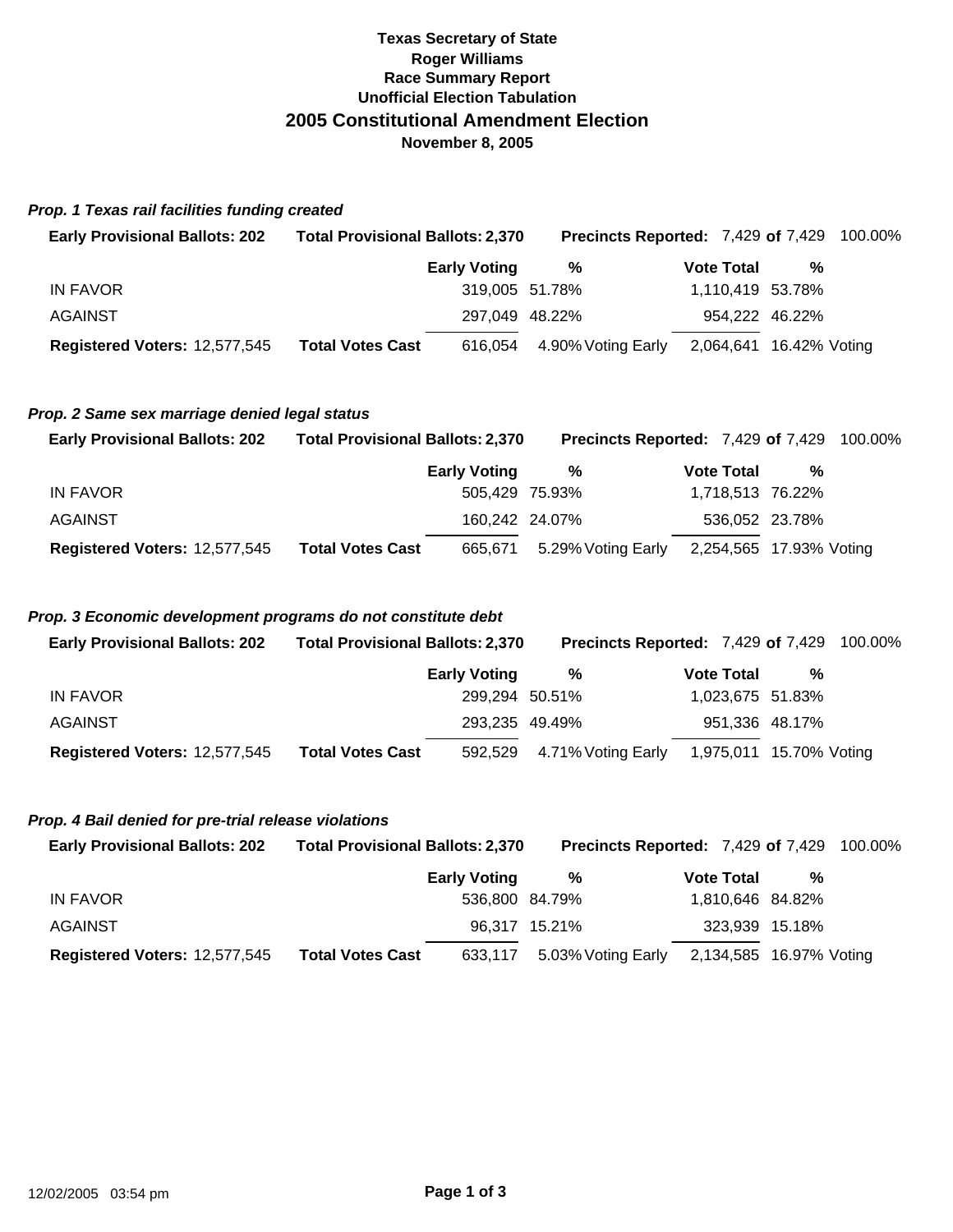**Texas Secretary of State**
**Roger Williams**
**Race Summary Report**
**Unofficial Election Tabulation**

# 2005 Constitutional Amendment Election

**November 8, 2005**

### *Prop. 1 Texas rail facilities funding created*

**Early Provisional Ballots: 202** | **Total Provisional Ballots: 2,370** | **Precincts Reported:** 7,429 **of** 7,429 100.00%

| | | Early Voting | % | | Vote Total | % | |
|---|---|---|---|---|---|---|---|
| IN FAVOR | | 319,005 | 51.78% | | 1,110,419 | 53.78% | |
| AGAINST | | 297,049 | 48.22% | | 954,222 | 46.22% | |
| **Registered Voters:** 12,577,545 | **Total Votes Cast** | 616,054 | 4.90% | Voting Early | 2,064,641 | 16.42% | Voting |

### *Prop. 2 Same sex marriage denied legal status*

**Early Provisional Ballots: 202** | **Total Provisional Ballots: 2,370** | **Precincts Reported:** 7,429 **of** 7,429 100.00%

| | | Early Voting | % | | Vote Total | % | |
|---|---|---|---|---|---|---|---|
| IN FAVOR | | 505,429 | 75.93% | | 1,718,513 | 76.22% | |
| AGAINST | | 160,242 | 24.07% | | 536,052 | 23.78% | |
| **Registered Voters:** 12,577,545 | **Total Votes Cast** | 665,671 | 5.29% | Voting Early | 2,254,565 | 17.93% | Voting |

### *Prop. 3 Economic development programs do not constitute debt*

**Early Provisional Ballots: 202** | **Total Provisional Ballots: 2,370** | **Precincts Reported:** 7,429 **of** 7,429 100.00%

| | | Early Voting | % | | Vote Total | % | |
|---|---|---|---|---|---|---|---|
| IN FAVOR | | 299,294 | 50.51% | | 1,023,675 | 51.83% | |
| AGAINST | | 293,235 | 49.49% | | 951,336 | 48.17% | |
| **Registered Voters:** 12,577,545 | **Total Votes Cast** | 592,529 | 4.71% | Voting Early | 1,975,011 | 15.70% | Voting |

### *Prop. 4 Bail denied for pre-trial release violations*

**Early Provisional Ballots: 202** | **Total Provisional Ballots: 2,370** | **Precincts Reported:** 7,429 **of** 7,429 100.00%

| | | Early Voting | % | | Vote Total | % | |
|---|---|---|---|---|---|---|---|
| IN FAVOR | | 536,800 | 84.79% | | 1,810,646 | 84.82% | |
| AGAINST | | 96,317 | 15.21% | | 323,939 | 15.18% | |
| **Registered Voters:** 12,577,545 | **Total Votes Cast** | 633,117 | 5.03% | Voting Early | 2,134,585 | 16.97% | Voting |

12/02/2005 03:54 pm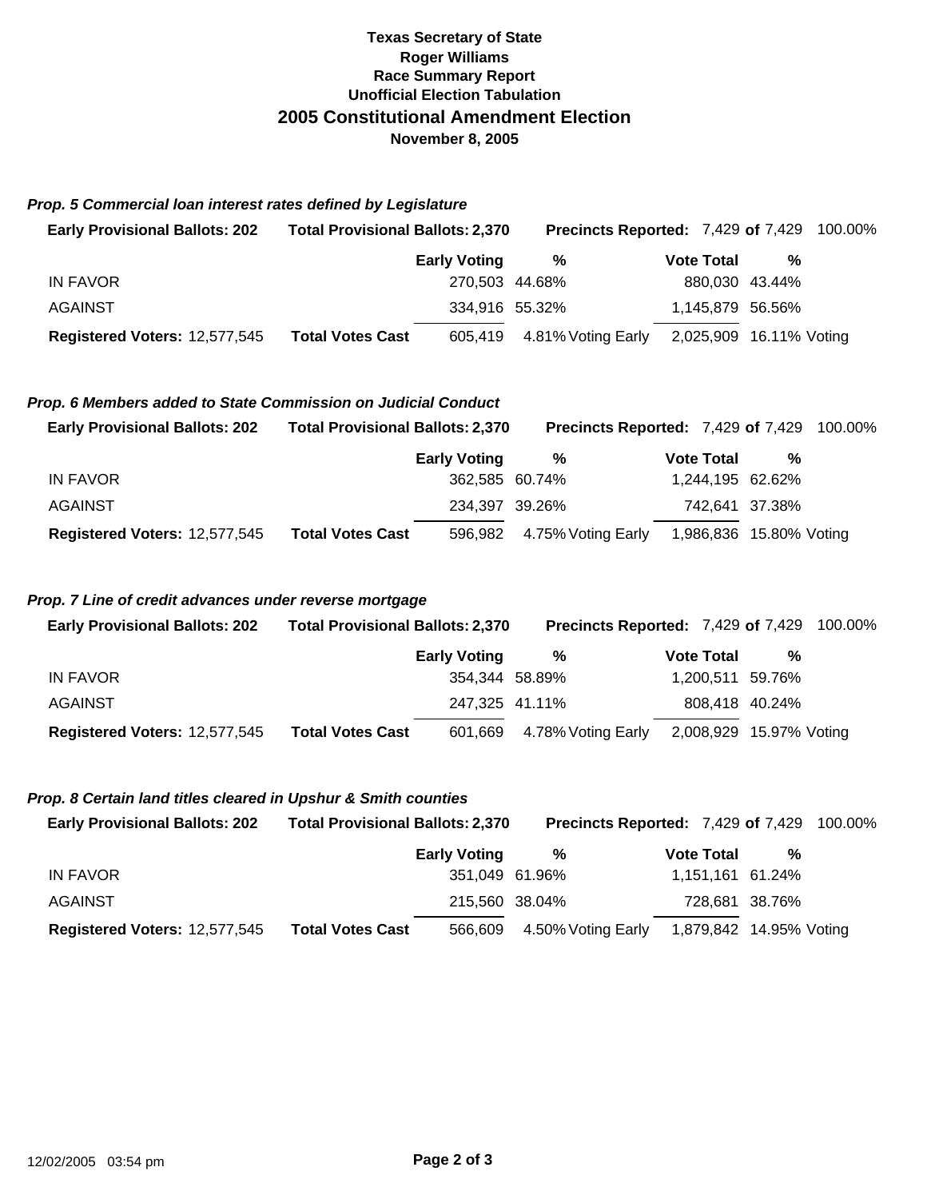**Texas Secretary of State**
**Roger Williams**
**Race Summary Report**
**Unofficial Election Tabulation**

## 2005 Constitutional Amendment Election

**November 8, 2005**

### *Prop. 5 Commercial loan interest rates defined by Legislature*

**Early Provisional Ballots: 202** **Total Provisional Ballots: 2,370** **Precincts Reported:** 7,429 **of** 7,429 100.00%

| | | Early Voting | % | Vote Total | % |
|---|---|---|---|---|---|
| IN FAVOR | | 270,503 | 44.68% | 880,030 | 43.44% |
| AGAINST | | 334,916 | 55.32% | 1,145,879 | 56.56% |
| **Registered Voters:** 12,577,545 | **Total Votes Cast** | 605,419 | 4.81% Voting Early | 2,025,909 | 16.11% Voting |

### *Prop. 6 Members added to State Commission on Judicial Conduct*

**Early Provisional Ballots: 202** **Total Provisional Ballots: 2,370** **Precincts Reported:** 7,429 **of** 7,429 100.00%

| | | Early Voting | % | Vote Total | % |
|---|---|---|---|---|---|
| IN FAVOR | | 362,585 | 60.74% | 1,244,195 | 62.62% |
| AGAINST | | 234,397 | 39.26% | 742,641 | 37.38% |
| **Registered Voters:** 12,577,545 | **Total Votes Cast** | 596,982 | 4.75% Voting Early | 1,986,836 | 15.80% Voting |

### *Prop. 7 Line of credit advances under reverse mortgage*

**Early Provisional Ballots: 202** **Total Provisional Ballots: 2,370** **Precincts Reported:** 7,429 **of** 7,429 100.00%

| | | Early Voting | % | Vote Total | % |
|---|---|---|---|---|---|
| IN FAVOR | | 354,344 | 58.89% | 1,200,511 | 59.76% |
| AGAINST | | 247,325 | 41.11% | 808,418 | 40.24% |
| **Registered Voters:** 12,577,545 | **Total Votes Cast** | 601,669 | 4.78% Voting Early | 2,008,929 | 15.97% Voting |

### *Prop. 8 Certain land titles cleared in Upshur & Smith counties*

**Early Provisional Ballots: 202** **Total Provisional Ballots: 2,370** **Precincts Reported:** 7,429 **of** 7,429 100.00%

| | | Early Voting | % | Vote Total | % |
|---|---|---|---|---|---|
| IN FAVOR | | 351,049 | 61.96% | 1,151,161 | 61.24% |
| AGAINST | | 215,560 | 38.04% | 728,681 | 38.76% |
| **Registered Voters:** 12,577,545 | **Total Votes Cast** | 566,609 | 4.50% Voting Early | 1,879,842 | 14.95% Voting |

12/02/2005 03:54 pm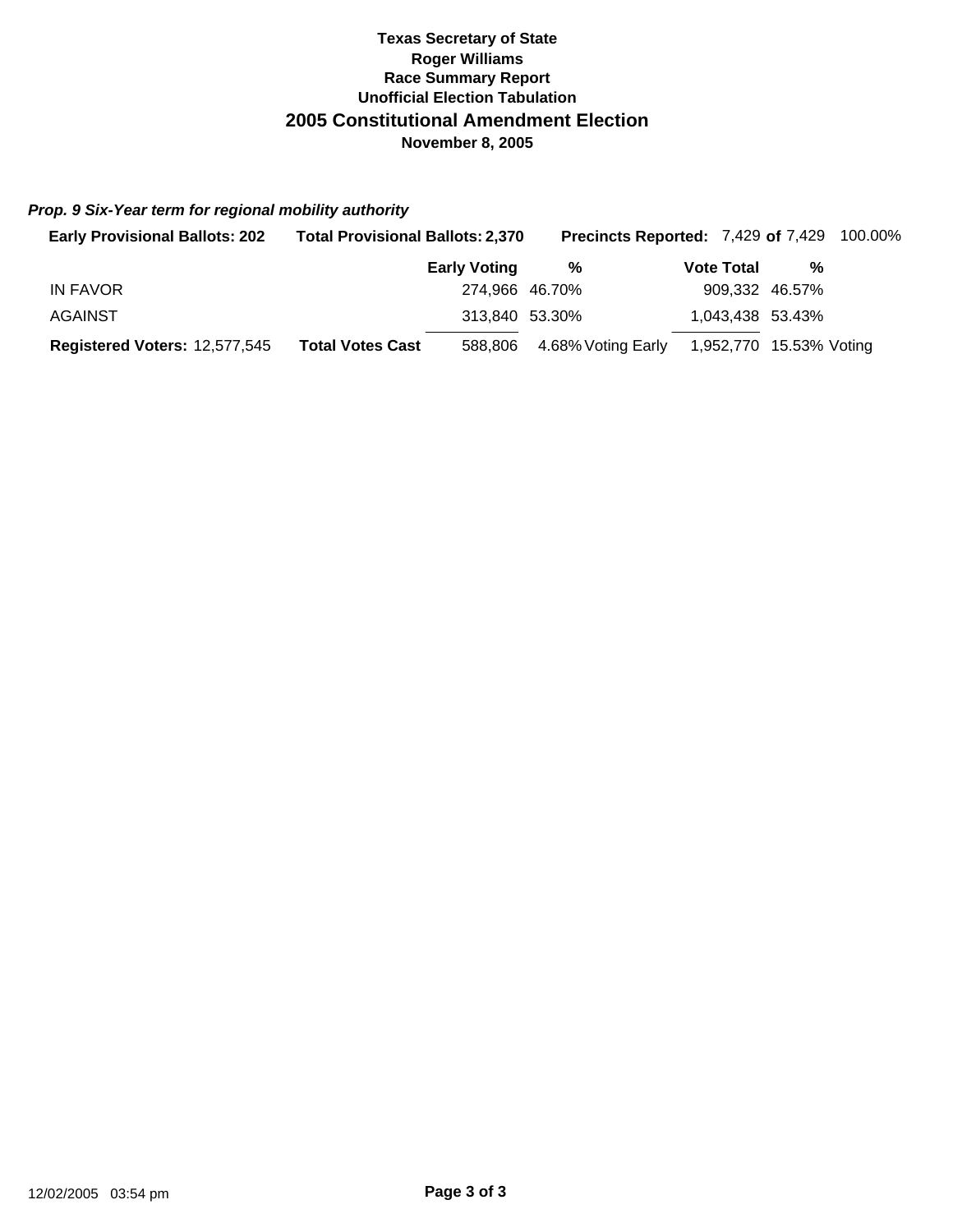**Texas Secretary of State**
**Roger Williams**
**Race Summary Report**
**Unofficial Election Tabulation**

# 2005 Constitutional Amendment Election

**November 8, 2005**

***Prop. 9 Six-Year term for regional mobility authority***

**Early Provisional Ballots: 202** **Total Provisional Ballots: 2,370** **Precincts Reported:** 7,429 **of** 7,429 100.00%

| | | Early Voting | % | | Vote Total | % | |
|---|---|---|---|---|---|---|---|
| IN FAVOR | | 274,966 | 46.70% | | 909,332 | 46.57% | |
| AGAINST | | 313,840 | 53.30% | | 1,043,438 | 53.43% | |
| **Registered Voters:** 12,577,545 | **Total Votes Cast** | 588,806 | 4.68% | Voting Early | 1,952,770 | 15.53% | Voting |